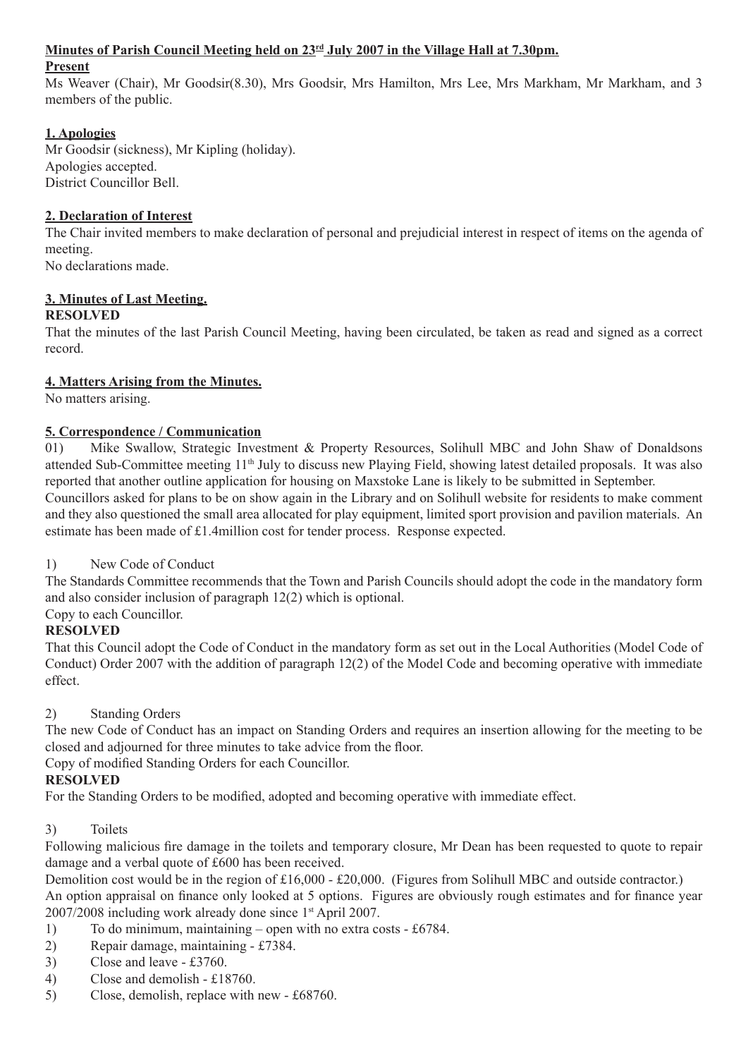**Minutes of Parish Council Meeting held on 23rd July 2007 in the Village Hall at 7.30pm.**

**Present**

Ms Weaver (Chair), Mr Goodsir(8.30), Mrs Goodsir, Mrs Hamilton, Mrs Lee, Mrs Markham, Mr Markham, and 3 members of the public.

**1. Apologies**

Mr Goodsir (sickness), Mr Kipling (holiday).
Apologies accepted.
District Councillor Bell.

**2. Declaration of Interest**

The Chair invited members to make declaration of personal and prejudicial interest in respect of items on the agenda of meeting.
No declarations made.

**3. Minutes of Last Meeting.**

**RESOLVED**

That the minutes of the last Parish Council Meeting, having been circulated, be taken as read and signed as a correct record.

**4. Matters Arising from the Minutes.**

No matters arising.

**5. Correspondence / Communication**

01) Mike Swallow, Strategic Investment & Property Resources, Solihull MBC and John Shaw of Donaldsons attended Sub-Committee meeting 11th July to discuss new Playing Field, showing latest detailed proposals. It was also reported that another outline application for housing on Maxstoke Lane is likely to be submitted in September.
Councillors asked for plans to be on show again in the Library and on Solihull website for residents to make comment and they also questioned the small area allocated for play equipment, limited sport provision and pavilion materials. An estimate has been made of £1.4million cost for tender process. Response expected.

1) New Code of Conduct

The Standards Committee recommends that the Town and Parish Councils should adopt the code in the mandatory form and also consider inclusion of paragraph 12(2) which is optional.
Copy to each Councillor.

**RESOLVED**

That this Council adopt the Code of Conduct in the mandatory form as set out in the Local Authorities (Model Code of Conduct) Order 2007 with the addition of paragraph 12(2) of the Model Code and becoming operative with immediate effect.

2) Standing Orders

The new Code of Conduct has an impact on Standing Orders and requires an insertion allowing for the meeting to be closed and adjourned for three minutes to take advice from the floor.
Copy of modified Standing Orders for each Councillor.

**RESOLVED**

For the Standing Orders to be modified, adopted and becoming operative with immediate effect.

3) Toilets

Following malicious fire damage in the toilets and temporary closure, Mr Dean has been requested to quote to repair damage and a verbal quote of £600 has been received.
Demolition cost would be in the region of £16,000 - £20,000. (Figures from Solihull MBC and outside contractor.)
An option appraisal on finance only looked at 5 options. Figures are obviously rough estimates and for finance year 2007/2008 including work already done since 1st April 2007.

1) To do minimum, maintaining – open with no extra costs - £6784.
2) Repair damage, maintaining - £7384.
3) Close and leave - £3760.
4) Close and demolish - £18760.
5) Close, demolish, replace with new - £68760.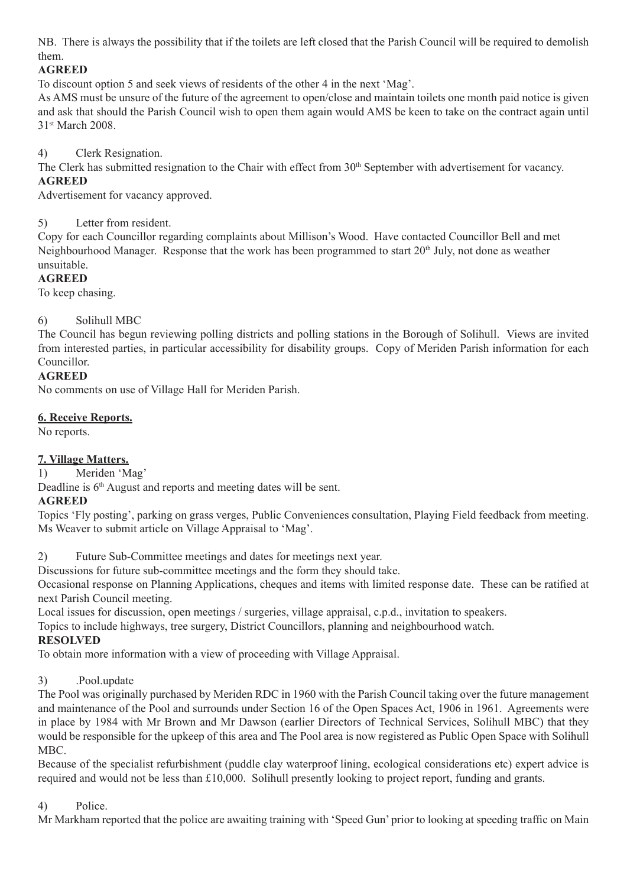NB. There is always the possibility that if the toilets are left closed that the Parish Council will be required to demolish them.

**AGREED**

To discount option 5 and seek views of residents of the other 4 in the next 'Mag'.

As AMS must be unsure of the future of the agreement to open/close and maintain toilets one month paid notice is given and ask that should the Parish Council wish to open them again would AMS be keen to take on the contract again until 31st March 2008.

4) Clerk Resignation.

The Clerk has submitted resignation to the Chair with effect from 30th September with advertisement for vacancy.

**AGREED**

Advertisement for vacancy approved.

5) Letter from resident.

Copy for each Councillor regarding complaints about Millison's Wood. Have contacted Councillor Bell and met Neighbourhood Manager. Response that the work has been programmed to start 20th July, not done as weather unsuitable.

**AGREED**

To keep chasing.

6) Solihull MBC

The Council has begun reviewing polling districts and polling stations in the Borough of Solihull. Views are invited from interested parties, in particular accessibility for disability groups. Copy of Meriden Parish information for each Councillor.

**AGREED**

No comments on use of Village Hall for Meriden Parish.

**6. Receive Reports.**

No reports.

**7. Village Matters.**

1) Meriden 'Mag'

Deadline is 6th August and reports and meeting dates will be sent.

**AGREED**

Topics 'Fly posting', parking on grass verges, Public Conveniences consultation, Playing Field feedback from meeting. Ms Weaver to submit article on Village Appraisal to 'Mag'.

2) Future Sub-Committee meetings and dates for meetings next year.

Discussions for future sub-committee meetings and the form they should take.

Occasional response on Planning Applications, cheques and items with limited response date. These can be ratified at next Parish Council meeting.

Local issues for discussion, open meetings / surgeries, village appraisal, c.p.d., invitation to speakers.

Topics to include highways, tree surgery, District Councillors, planning and neighbourhood watch.

**RESOLVED**

To obtain more information with a view of proceeding with Village Appraisal.

3) .Pool.update

The Pool was originally purchased by Meriden RDC in 1960 with the Parish Council taking over the future management and maintenance of the Pool and surrounds under Section 16 of the Open Spaces Act, 1906 in 1961. Agreements were in place by 1984 with Mr Brown and Mr Dawson (earlier Directors of Technical Services, Solihull MBC) that they would be responsible for the upkeep of this area and The Pool area is now registered as Public Open Space with Solihull MBC.

Because of the specialist refurbishment (puddle clay waterproof lining, ecological considerations etc) expert advice is required and would not be less than £10,000. Solihull presently looking to project report, funding and grants.

4) Police.

Mr Markham reported that the police are awaiting training with 'Speed Gun' prior to looking at speeding traffic on Main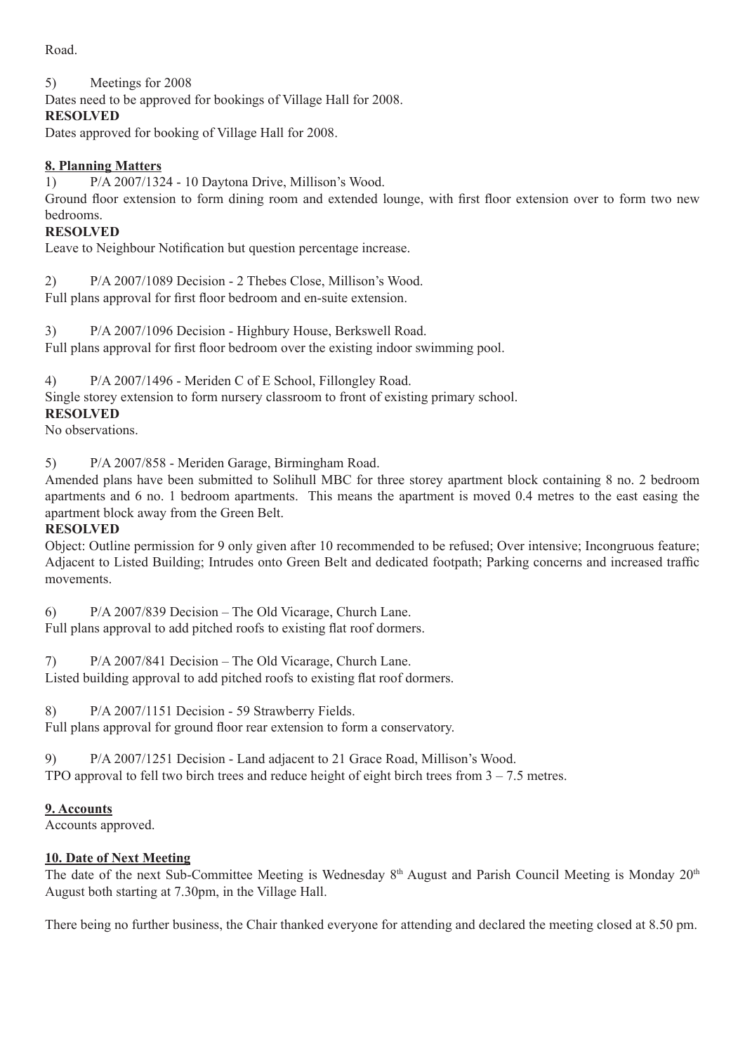Road.

5) Meetings for 2008

Dates need to be approved for bookings of Village Hall for 2008.

**RESOLVED**

Dates approved for booking of Village Hall for 2008.

**8. Planning Matters**

1) P/A 2007/1324 - 10 Daytona Drive, Millison's Wood.

Ground floor extension to form dining room and extended lounge, with first floor extension over to form two new bedrooms.

**RESOLVED**

Leave to Neighbour Notification but question percentage increase.

2) P/A 2007/1089 Decision - 2 Thebes Close, Millison's Wood.

Full plans approval for first floor bedroom and en-suite extension.

3) P/A 2007/1096 Decision - Highbury House, Berkswell Road.

Full plans approval for first floor bedroom over the existing indoor swimming pool.

4) P/A 2007/1496 - Meriden C of E School, Fillongley Road.

Single storey extension to form nursery classroom to front of existing primary school.

**RESOLVED**

No observations.

5) P/A 2007/858 - Meriden Garage, Birmingham Road.

Amended plans have been submitted to Solihull MBC for three storey apartment block containing 8 no. 2 bedroom apartments and 6 no. 1 bedroom apartments. This means the apartment is moved 0.4 metres to the east easing the apartment block away from the Green Belt.

**RESOLVED**

Object: Outline permission for 9 only given after 10 recommended to be refused; Over intensive; Incongruous feature; Adjacent to Listed Building; Intrudes onto Green Belt and dedicated footpath; Parking concerns and increased traffic movements.

6) P/A 2007/839 Decision – The Old Vicarage, Church Lane.

Full plans approval to add pitched roofs to existing flat roof dormers.

7) P/A 2007/841 Decision – The Old Vicarage, Church Lane.

Listed building approval to add pitched roofs to existing flat roof dormers.

8) P/A 2007/1151 Decision - 59 Strawberry Fields.

Full plans approval for ground floor rear extension to form a conservatory.

9) P/A 2007/1251 Decision - Land adjacent to 21 Grace Road, Millison's Wood.

TPO approval to fell two birch trees and reduce height of eight birch trees from 3 – 7.5 metres.

**9. Accounts**

Accounts approved.

**10. Date of Next Meeting**

The date of the next Sub-Committee Meeting is Wednesday 8th August and Parish Council Meeting is Monday 20th August both starting at 7.30pm, in the Village Hall.

There being no further business, the Chair thanked everyone for attending and declared the meeting closed at 8.50 pm.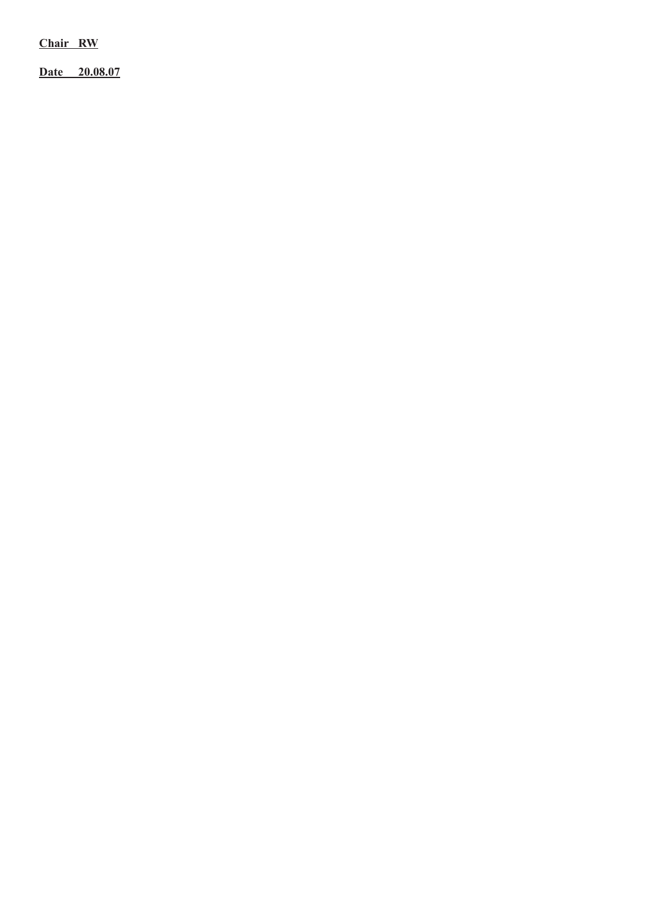**Chair RW**

**Date 20.08.07**